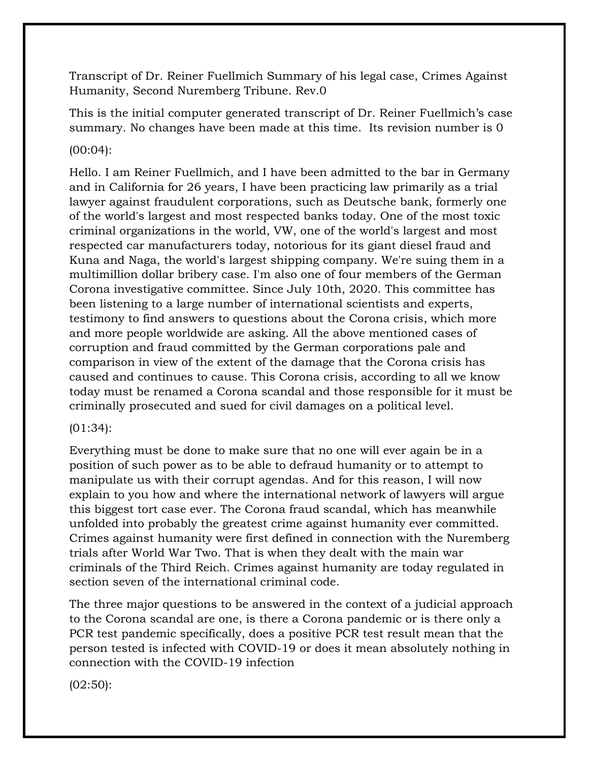Transcript of Dr. Reiner Fuellmich Summary of his legal case, Crimes Against Humanity, Second Nuremberg Tribune. Rev.0

This is the initial computer generated transcript of Dr. Reiner Fuellmich's case summary. No changes have been made at this time. Its revision number is 0

(00:04):

Hello. I am Reiner Fuellmich, and I have been admitted to the bar in Germany and in California for 26 years, I have been practicing law primarily as a trial lawyer against fraudulent corporations, such as Deutsche bank, formerly one of the world's largest and most respected banks today. One of the most toxic criminal organizations in the world, VW, one of the world's largest and most respected car manufacturers today, notorious for its giant diesel fraud and Kuna and Naga, the world's largest shipping company. We're suing them in a multimillion dollar bribery case. I'm also one of four members of the German Corona investigative committee. Since July 10th, 2020. This committee has been listening to a large number of international scientists and experts, testimony to find answers to questions about the Corona crisis, which more and more people worldwide are asking. All the above mentioned cases of corruption and fraud committed by the German corporations pale and comparison in view of the extent of the damage that the Corona crisis has caused and continues to cause. This Corona crisis, according to all we know today must be renamed a Corona scandal and those responsible for it must be criminally prosecuted and sued for civil damages on a political level.

(01:34):

Everything must be done to make sure that no one will ever again be in a position of such power as to be able to defraud humanity or to attempt to manipulate us with their corrupt agendas. And for this reason, I will now explain to you how and where the international network of lawyers will argue this biggest tort case ever. The Corona fraud scandal, which has meanwhile unfolded into probably the greatest crime against humanity ever committed. Crimes against humanity were first defined in connection with the Nuremberg trials after World War Two. That is when they dealt with the main war criminals of the Third Reich. Crimes against humanity are today regulated in section seven of the international criminal code.

The three major questions to be answered in the context of a judicial approach to the Corona scandal are one, is there a Corona pandemic or is there only a PCR test pandemic specifically, does a positive PCR test result mean that the person tested is infected with COVID-19 or does it mean absolutely nothing in connection with the COVID-19 infection

(02:50):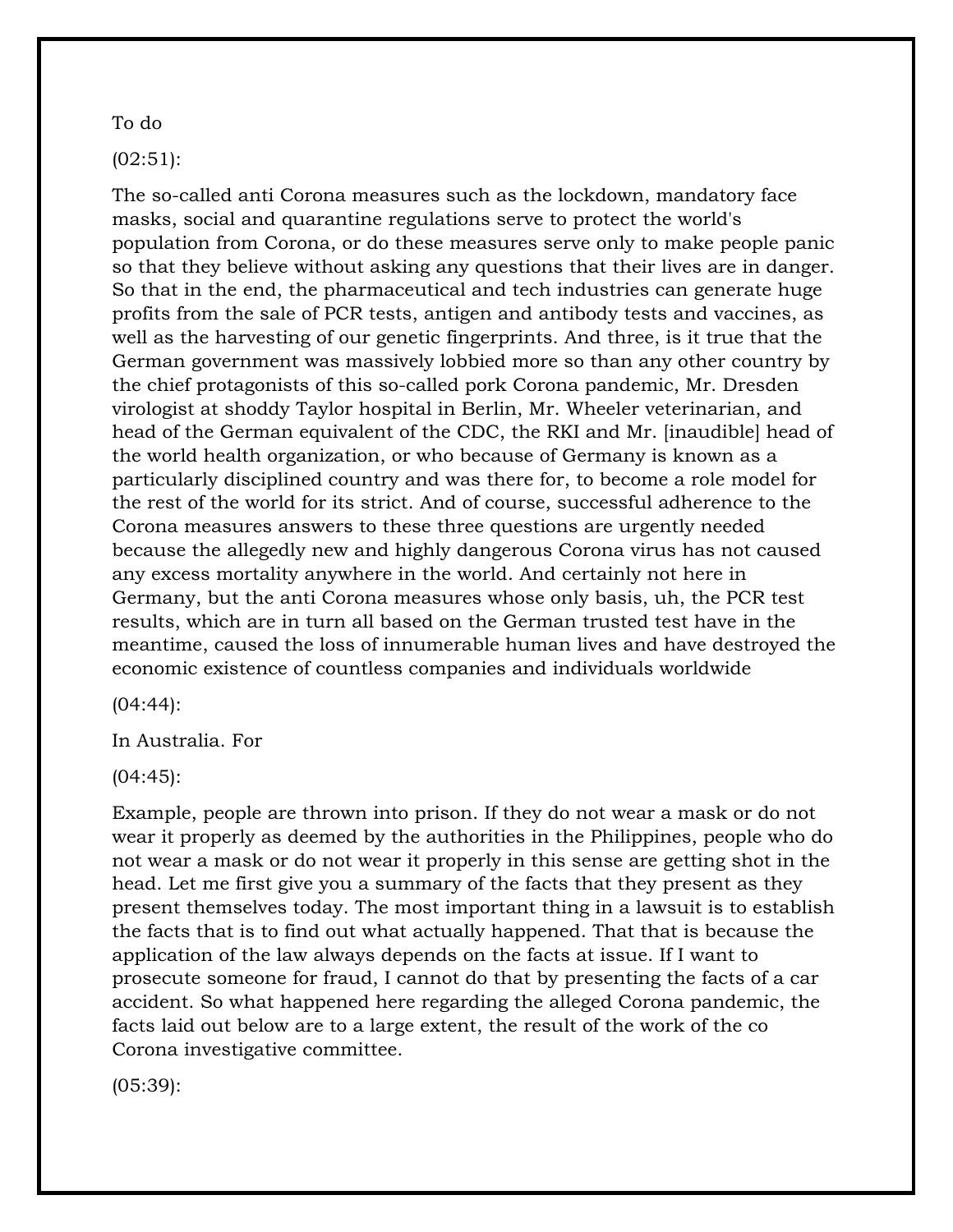To do

(02:51):

The so-called anti Corona measures such as the lockdown, mandatory face masks, social and quarantine regulations serve to protect the world's population from Corona, or do these measures serve only to make people panic so that they believe without asking any questions that their lives are in danger. So that in the end, the pharmaceutical and tech industries can generate huge profits from the sale of PCR tests, antigen and antibody tests and vaccines, as well as the harvesting of our genetic fingerprints. And three, is it true that the German government was massively lobbied more so than any other country by the chief protagonists of this so-called pork Corona pandemic, Mr. Dresden virologist at shoddy Taylor hospital in Berlin, Mr. Wheeler veterinarian, and head of the German equivalent of the CDC, the RKI and Mr. [inaudible] head of the world health organization, or who because of Germany is known as a particularly disciplined country and was there for, to become a role model for the rest of the world for its strict. And of course, successful adherence to the Corona measures answers to these three questions are urgently needed because the allegedly new and highly dangerous Corona virus has not caused any excess mortality anywhere in the world. And certainly not here in Germany, but the anti Corona measures whose only basis, uh, the PCR test results, which are in turn all based on the German trusted test have in the meantime, caused the loss of innumerable human lives and have destroyed the economic existence of countless companies and individuals worldwide

(04:44):

In Australia. For

(04:45):

Example, people are thrown into prison. If they do not wear a mask or do not wear it properly as deemed by the authorities in the Philippines, people who do not wear a mask or do not wear it properly in this sense are getting shot in the head. Let me first give you a summary of the facts that they present as they present themselves today. The most important thing in a lawsuit is to establish the facts that is to find out what actually happened. That that is because the application of the law always depends on the facts at issue. If I want to prosecute someone for fraud, I cannot do that by presenting the facts of a car accident. So what happened here regarding the alleged Corona pandemic, the facts laid out below are to a large extent, the result of the work of the co Corona investigative committee.

(05:39):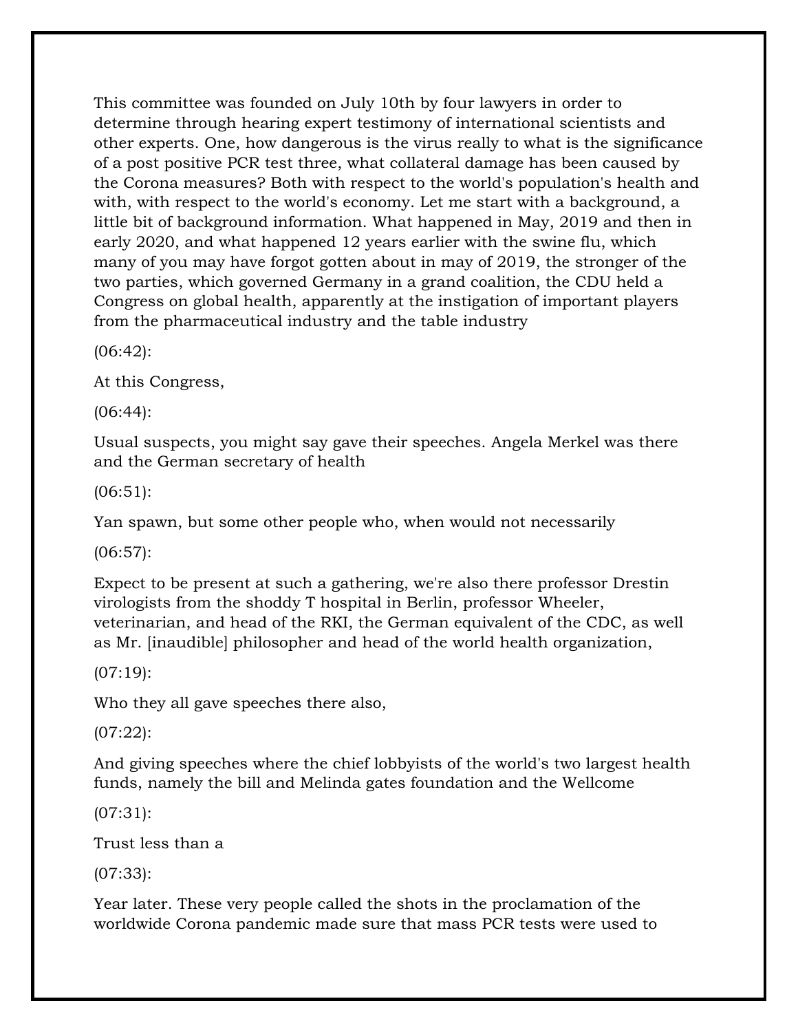This committee was founded on July 10th by four lawyers in order to determine through hearing expert testimony of international scientists and other experts. One, how dangerous is the virus really to what is the significance of a post positive PCR test three, what collateral damage has been caused by the Corona measures? Both with respect to the world's population's health and with, with respect to the world's economy. Let me start with a background, a little bit of background information. What happened in May, 2019 and then in early 2020, and what happened 12 years earlier with the swine flu, which many of you may have forgot gotten about in may of 2019, the stronger of the two parties, which governed Germany in a grand coalition, the CDU held a Congress on global health, apparently at the instigation of important players from the pharmaceutical industry and the table industry

(06:42):

At this Congress,

(06:44):

Usual suspects, you might say gave their speeches. Angela Merkel was there and the German secretary of health

(06:51):

Yan spawn, but some other people who, when would not necessarily

(06:57):

Expect to be present at such a gathering, we're also there professor Drestin virologists from the shoddy T hospital in Berlin, professor Wheeler, veterinarian, and head of the RKI, the German equivalent of the CDC, as well as Mr. [inaudible] philosopher and head of the world health organization,

(07:19):

Who they all gave speeches there also,

(07:22):

And giving speeches where the chief lobbyists of the world's two largest health funds, namely the bill and Melinda gates foundation and the Wellcome

(07:31):

Trust less than a

(07:33):

Year later. These very people called the shots in the proclamation of the worldwide Corona pandemic made sure that mass PCR tests were used to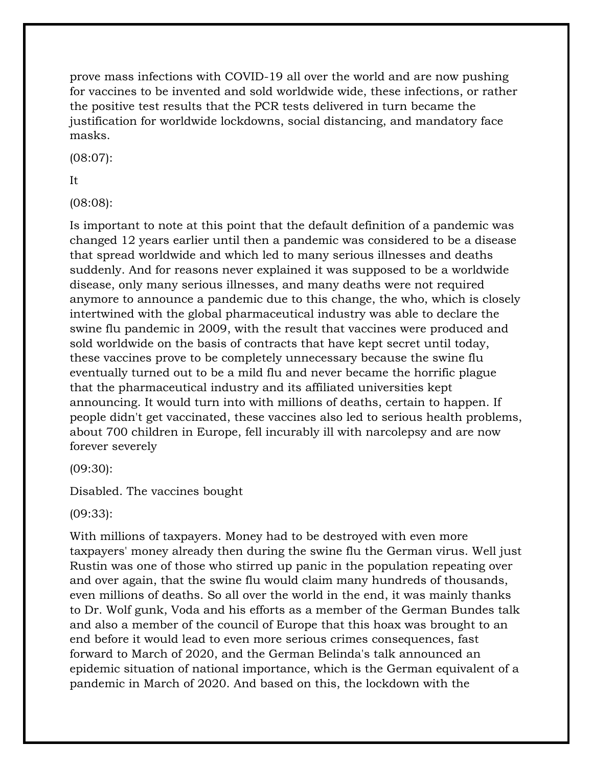prove mass infections with COVID-19 all over the world and are now pushing for vaccines to be invented and sold worldwide wide, these infections, or rather the positive test results that the PCR tests delivered in turn became the justification for worldwide lockdowns, social distancing, and mandatory face masks.

(08:07):

It

(08:08):

Is important to note at this point that the default definition of a pandemic was changed 12 years earlier until then a pandemic was considered to be a disease that spread worldwide and which led to many serious illnesses and deaths suddenly. And for reasons never explained it was supposed to be a worldwide disease, only many serious illnesses, and many deaths were not required anymore to announce a pandemic due to this change, the who, which is closely intertwined with the global pharmaceutical industry was able to declare the swine flu pandemic in 2009, with the result that vaccines were produced and sold worldwide on the basis of contracts that have kept secret until today, these vaccines prove to be completely unnecessary because the swine flu eventually turned out to be a mild flu and never became the horrific plague that the pharmaceutical industry and its affiliated universities kept announcing. It would turn into with millions of deaths, certain to happen. If people didn't get vaccinated, these vaccines also led to serious health problems, about 700 children in Europe, fell incurably ill with narcolepsy and are now forever severely

(09:30):

Disabled. The vaccines bought

(09:33):

With millions of taxpayers. Money had to be destroyed with even more taxpayers' money already then during the swine flu the German virus. Well just Rustin was one of those who stirred up panic in the population repeating over and over again, that the swine flu would claim many hundreds of thousands, even millions of deaths. So all over the world in the end, it was mainly thanks to Dr. Wolf gunk, Voda and his efforts as a member of the German Bundes talk and also a member of the council of Europe that this hoax was brought to an end before it would lead to even more serious crimes consequences, fast forward to March of 2020, and the German Belinda's talk announced an epidemic situation of national importance, which is the German equivalent of a pandemic in March of 2020. And based on this, the lockdown with the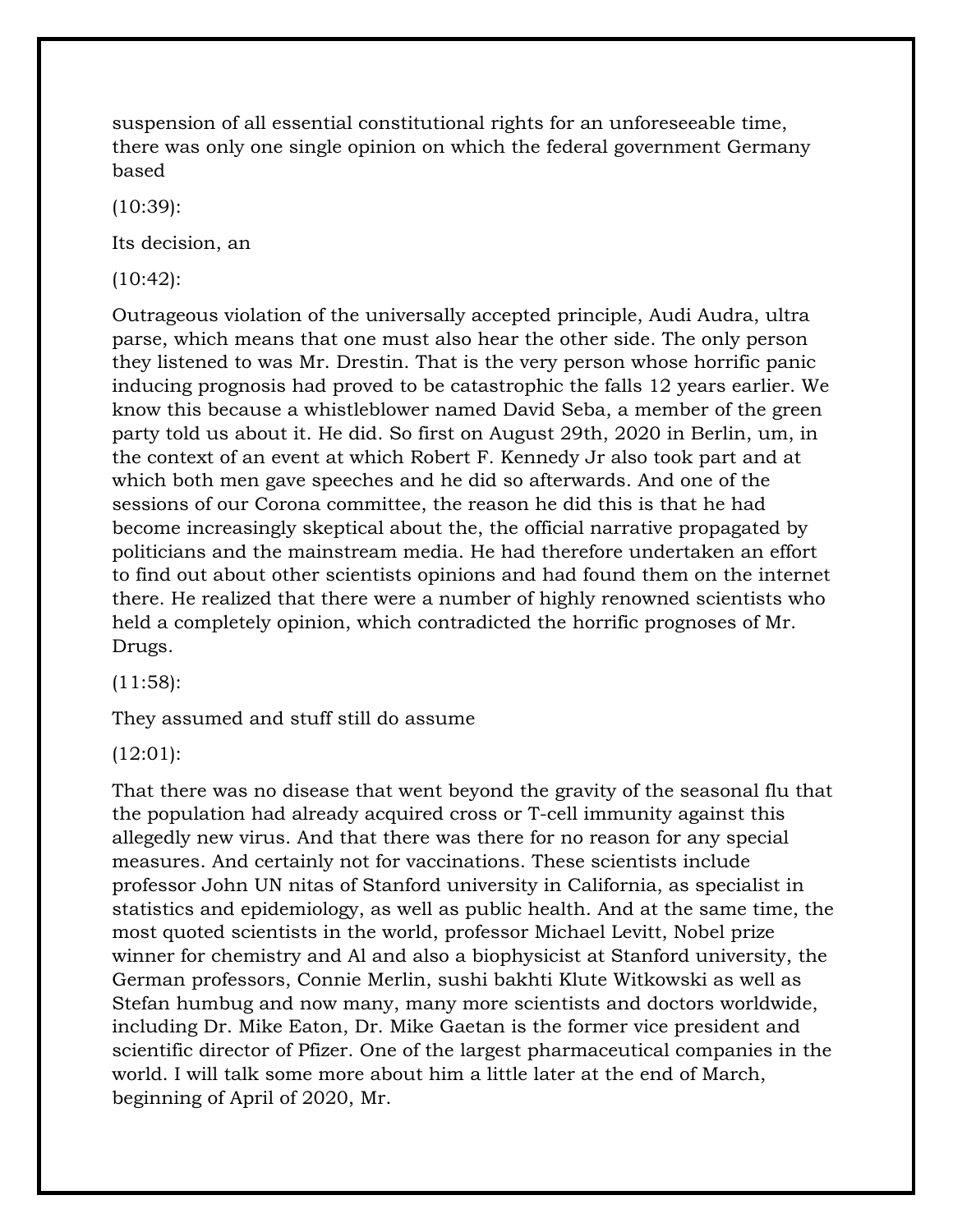suspension of all essential constitutional rights for an unforeseeable time, there was only one single opinion on which the federal government Germany based

(10:39):

Its decision, an

(10:42):

Outrageous violation of the universally accepted principle, Audi Audra, ultra parse, which means that one must also hear the other side. The only person they listened to was Mr. Drestin. That is the very person whose horrific panic inducing prognosis had proved to be catastrophic the falls 12 years earlier. We know this because a whistleblower named David Seba, a member of the green party told us about it. He did. So first on August 29th, 2020 in Berlin, um, in the context of an event at which Robert F. Kennedy Jr also took part and at which both men gave speeches and he did so afterwards. And one of the sessions of our Corona committee, the reason he did this is that he had become increasingly skeptical about the, the official narrative propagated by politicians and the mainstream media. He had therefore undertaken an effort to find out about other scientists opinions and had found them on the internet there. He realized that there were a number of highly renowned scientists who held a completely opinion, which contradicted the horrific prognoses of Mr. Drugs.

(11:58):

They assumed and stuff still do assume

(12:01):

That there was no disease that went beyond the gravity of the seasonal flu that the population had already acquired cross or T-cell immunity against this allegedly new virus. And that there was there for no reason for any special measures. And certainly not for vaccinations. These scientists include professor John UN nitas of Stanford university in California, as specialist in statistics and epidemiology, as well as public health. And at the same time, the most quoted scientists in the world, professor Michael Levitt, Nobel prize winner for chemistry and Al and also a biophysicist at Stanford university, the German professors, Connie Merlin, sushi bakhti Klute Witkowski as well as Stefan humbug and now many, many more scientists and doctors worldwide, including Dr. Mike Eaton, Dr. Mike Gaetan is the former vice president and scientific director of Pfizer. One of the largest pharmaceutical companies in the world. I will talk some more about him a little later at the end of March, beginning of April of 2020, Mr.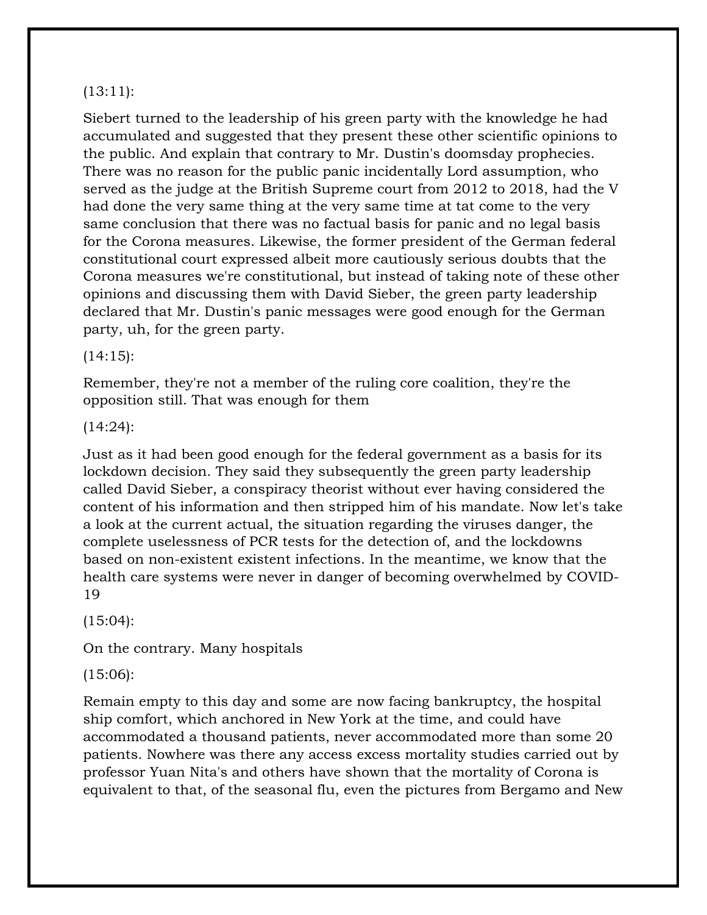(13:11):

Siebert turned to the leadership of his green party with the knowledge he had accumulated and suggested that they present these other scientific opinions to the public. And explain that contrary to Mr. Dustin's doomsday prophecies. There was no reason for the public panic incidentally Lord assumption, who served as the judge at the British Supreme court from 2012 to 2018, had the V had done the very same thing at the very same time at tat come to the very same conclusion that there was no factual basis for panic and no legal basis for the Corona measures. Likewise, the former president of the German federal constitutional court expressed albeit more cautiously serious doubts that the Corona measures we're constitutional, but instead of taking note of these other opinions and discussing them with David Sieber, the green party leadership declared that Mr. Dustin's panic messages were good enough for the German party, uh, for the green party.

(14:15):

Remember, they're not a member of the ruling core coalition, they're the opposition still. That was enough for them

(14:24):

Just as it had been good enough for the federal government as a basis for its lockdown decision. They said they subsequently the green party leadership called David Sieber, a conspiracy theorist without ever having considered the content of his information and then stripped him of his mandate. Now let's take a look at the current actual, the situation regarding the viruses danger, the complete uselessness of PCR tests for the detection of, and the lockdowns based on non-existent existent infections. In the meantime, we know that the health care systems were never in danger of becoming overwhelmed by COVID-19

(15:04):

On the contrary. Many hospitals

(15:06):

Remain empty to this day and some are now facing bankruptcy, the hospital ship comfort, which anchored in New York at the time, and could have accommodated a thousand patients, never accommodated more than some 20 patients. Nowhere was there any access excess mortality studies carried out by professor Yuan Nita's and others have shown that the mortality of Corona is equivalent to that, of the seasonal flu, even the pictures from Bergamo and New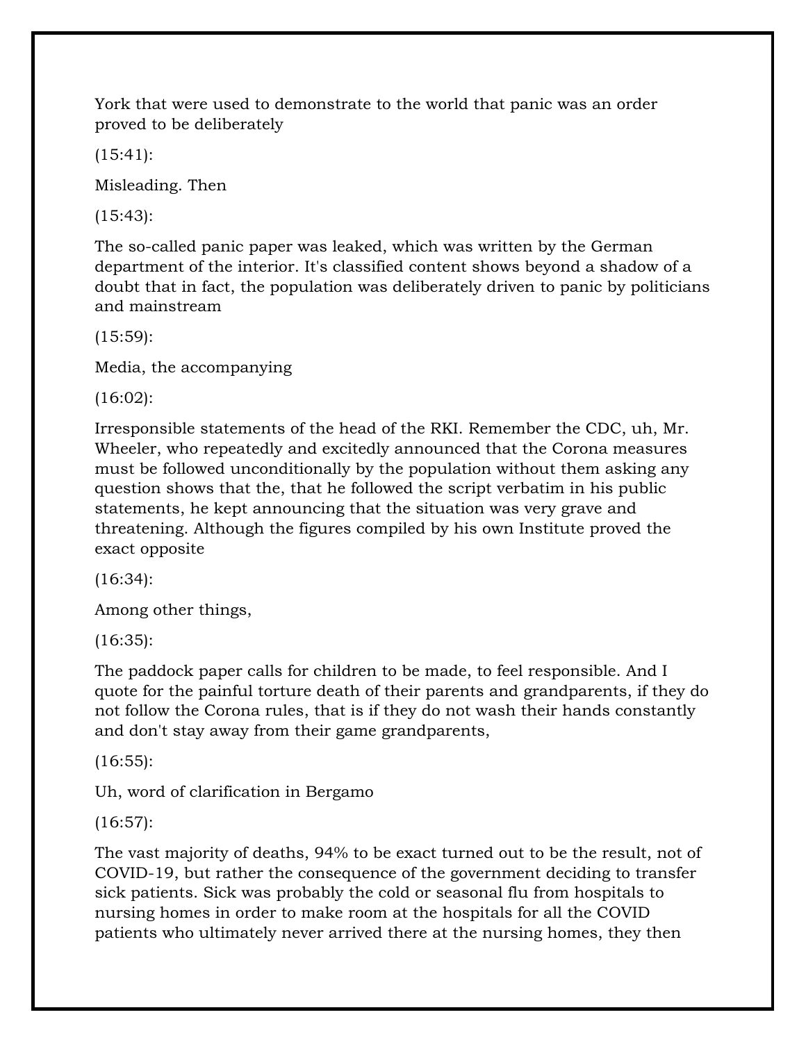York that were used to demonstrate to the world that panic was an order proved to be deliberately

(15:41):

Misleading. Then

(15:43):

The so-called panic paper was leaked, which was written by the German department of the interior. It's classified content shows beyond a shadow of a doubt that in fact, the population was deliberately driven to panic by politicians and mainstream

(15:59):

Media, the accompanying

(16:02):

Irresponsible statements of the head of the RKI. Remember the CDC, uh, Mr. Wheeler, who repeatedly and excitedly announced that the Corona measures must be followed unconditionally by the population without them asking any question shows that the, that he followed the script verbatim in his public statements, he kept announcing that the situation was very grave and threatening. Although the figures compiled by his own Institute proved the exact opposite

(16:34):

Among other things,

(16:35):

The paddock paper calls for children to be made, to feel responsible. And I quote for the painful torture death of their parents and grandparents, if they do not follow the Corona rules, that is if they do not wash their hands constantly and don't stay away from their game grandparents,

(16:55):

Uh, word of clarification in Bergamo

(16:57):

The vast majority of deaths, 94% to be exact turned out to be the result, not of COVID-19, but rather the consequence of the government deciding to transfer sick patients. Sick was probably the cold or seasonal flu from hospitals to nursing homes in order to make room at the hospitals for all the COVID patients who ultimately never arrived there at the nursing homes, they then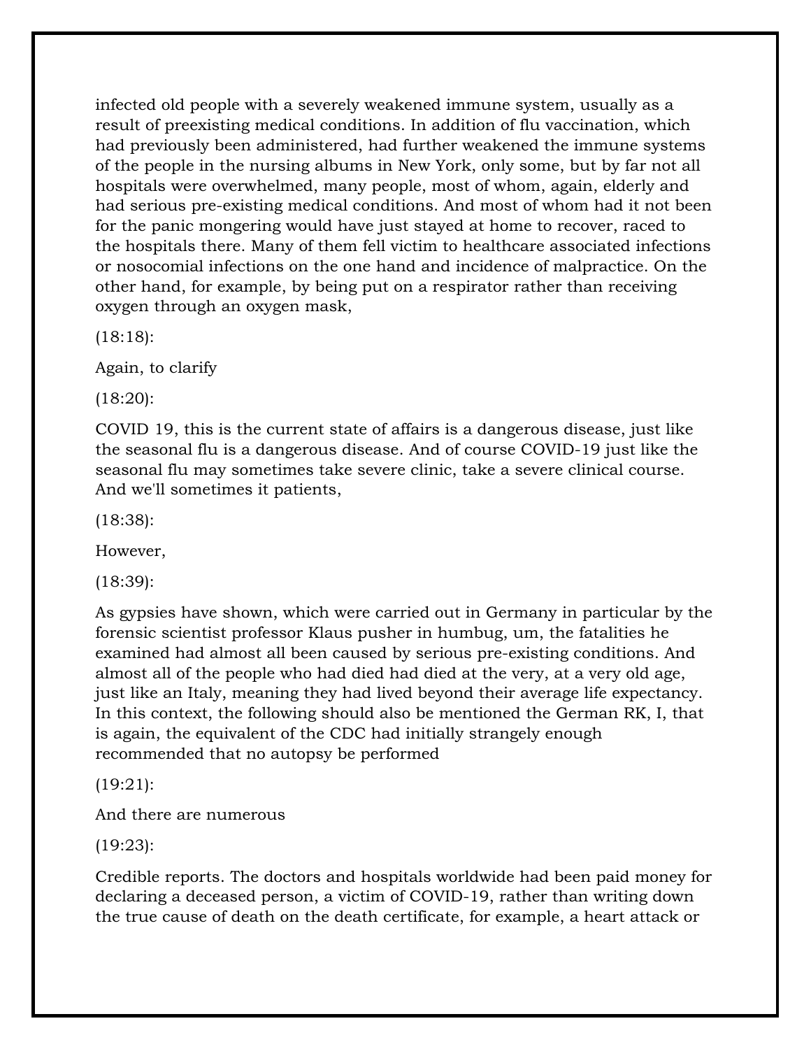infected old people with a severely weakened immune system, usually as a result of preexisting medical conditions. In addition of flu vaccination, which had previously been administered, had further weakened the immune systems of the people in the nursing albums in New York, only some, but by far not all hospitals were overwhelmed, many people, most of whom, again, elderly and had serious pre-existing medical conditions. And most of whom had it not been for the panic mongering would have just stayed at home to recover, raced to the hospitals there. Many of them fell victim to healthcare associated infections or nosocomial infections on the one hand and incidence of malpractice. On the other hand, for example, by being put on a respirator rather than receiving oxygen through an oxygen mask,

(18:18):

Again, to clarify

(18:20):

COVID 19, this is the current state of affairs is a dangerous disease, just like the seasonal flu is a dangerous disease. And of course COVID-19 just like the seasonal flu may sometimes take severe clinic, take a severe clinical course. And we'll sometimes it patients,

(18:38):

However,

(18:39):

As gypsies have shown, which were carried out in Germany in particular by the forensic scientist professor Klaus pusher in humbug, um, the fatalities he examined had almost all been caused by serious pre-existing conditions. And almost all of the people who had died had died at the very, at a very old age, just like an Italy, meaning they had lived beyond their average life expectancy. In this context, the following should also be mentioned the German RK, I, that is again, the equivalent of the CDC had initially strangely enough recommended that no autopsy be performed

(19:21):

And there are numerous

(19:23):

Credible reports. The doctors and hospitals worldwide had been paid money for declaring a deceased person, a victim of COVID-19, rather than writing down the true cause of death on the death certificate, for example, a heart attack or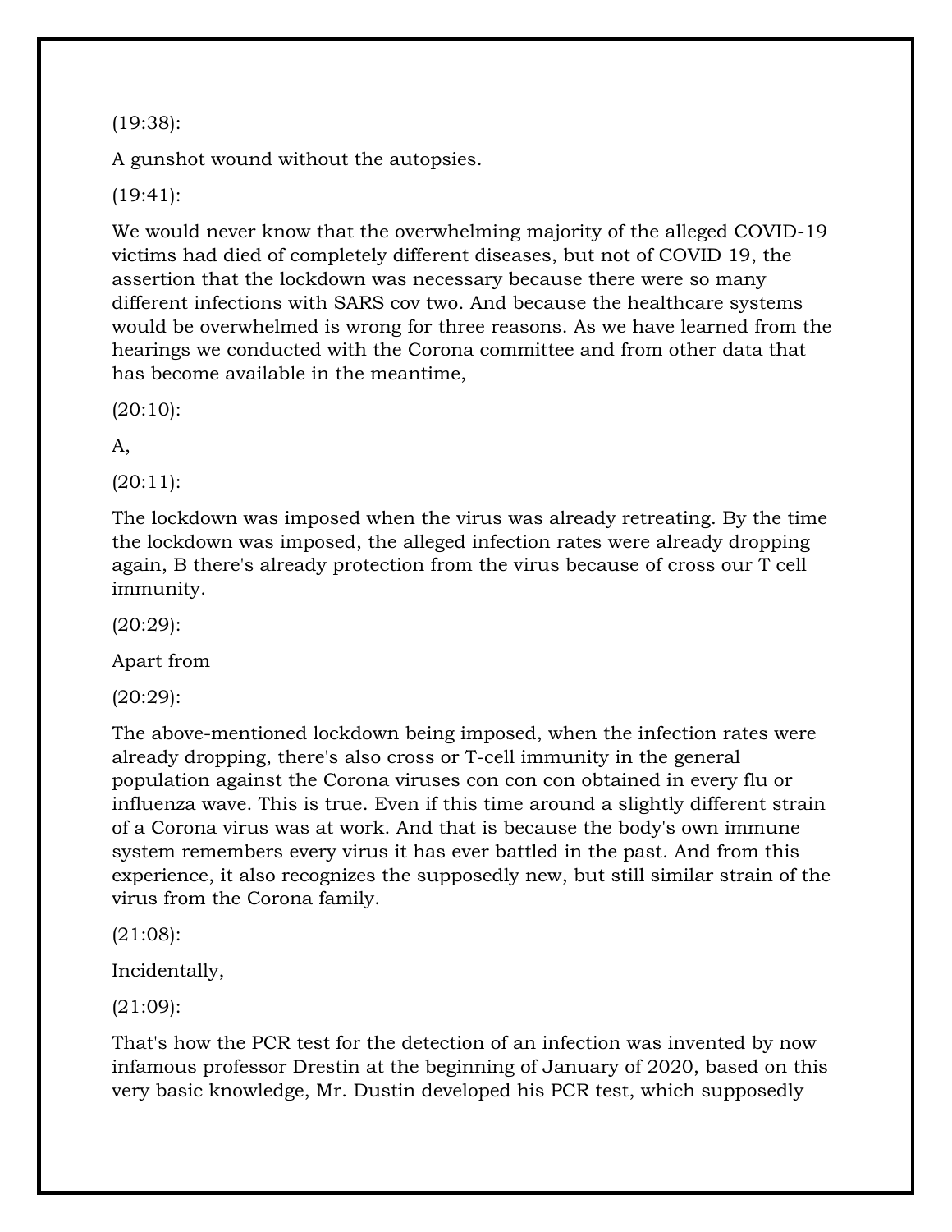(19:38):

A gunshot wound without the autopsies.

(19:41):

We would never know that the overwhelming majority of the alleged COVID-19 victims had died of completely different diseases, but not of COVID 19, the assertion that the lockdown was necessary because there were so many different infections with SARS cov two. And because the healthcare systems would be overwhelmed is wrong for three reasons. As we have learned from the hearings we conducted with the Corona committee and from other data that has become available in the meantime,

(20:10):

A,

(20:11):

The lockdown was imposed when the virus was already retreating. By the time the lockdown was imposed, the alleged infection rates were already dropping again, B there's already protection from the virus because of cross our T cell immunity.

(20:29):

Apart from

(20:29):

The above-mentioned lockdown being imposed, when the infection rates were already dropping, there's also cross or T-cell immunity in the general population against the Corona viruses con con con obtained in every flu or influenza wave. This is true. Even if this time around a slightly different strain of a Corona virus was at work. And that is because the body's own immune system remembers every virus it has ever battled in the past. And from this experience, it also recognizes the supposedly new, but still similar strain of the virus from the Corona family.

(21:08):

Incidentally,

(21:09):

That's how the PCR test for the detection of an infection was invented by now infamous professor Drestin at the beginning of January of 2020, based on this very basic knowledge, Mr. Dustin developed his PCR test, which supposedly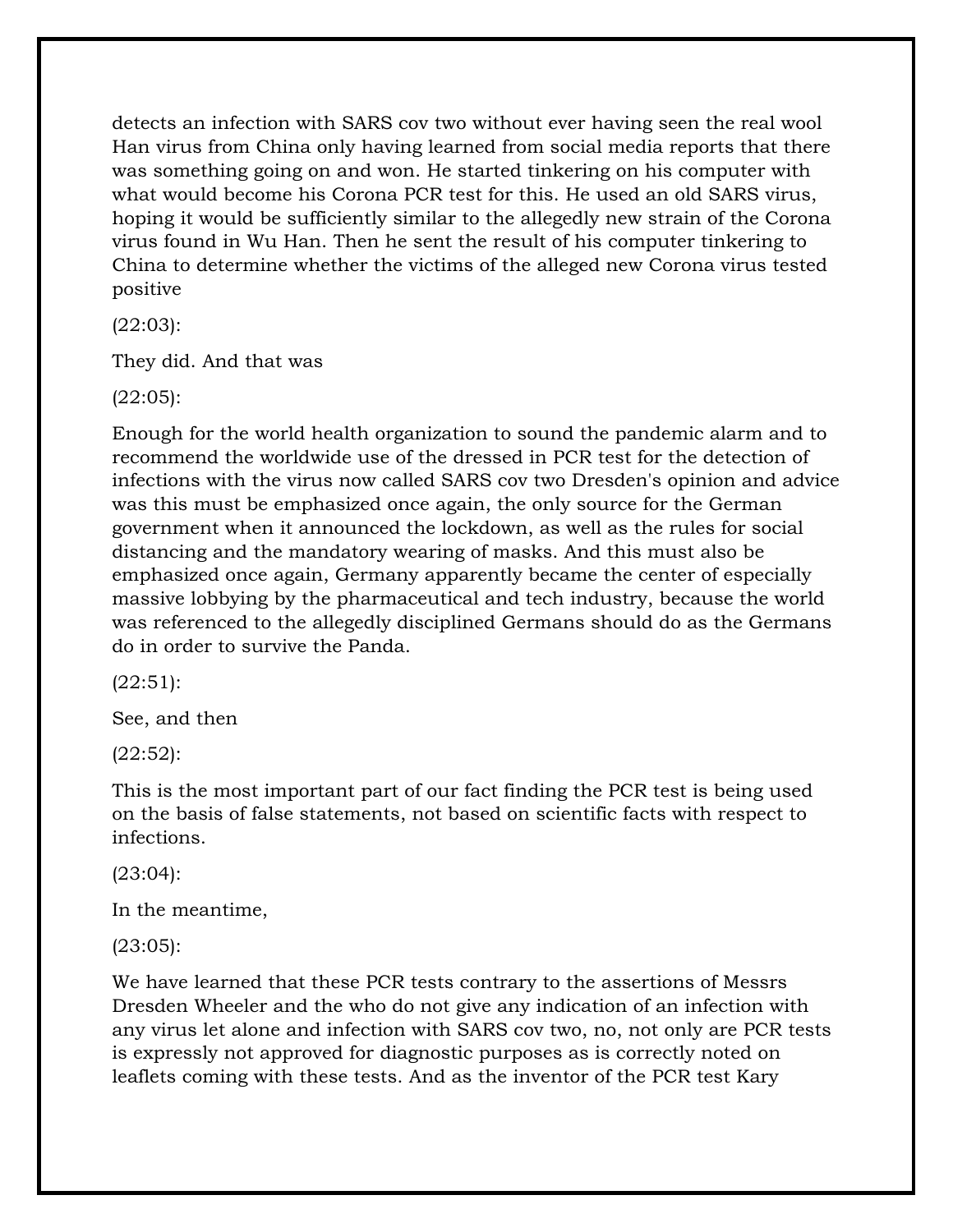detects an infection with SARS cov two without ever having seen the real wool Han virus from China only having learned from social media reports that there was something going on and won. He started tinkering on his computer with what would become his Corona PCR test for this. He used an old SARS virus, hoping it would be sufficiently similar to the allegedly new strain of the Corona virus found in Wu Han. Then he sent the result of his computer tinkering to China to determine whether the victims of the alleged new Corona virus tested positive

(22:03):

They did. And that was

(22:05):

Enough for the world health organization to sound the pandemic alarm and to recommend the worldwide use of the dressed in PCR test for the detection of infections with the virus now called SARS cov two Dresden's opinion and advice was this must be emphasized once again, the only source for the German government when it announced the lockdown, as well as the rules for social distancing and the mandatory wearing of masks. And this must also be emphasized once again, Germany apparently became the center of especially massive lobbying by the pharmaceutical and tech industry, because the world was referenced to the allegedly disciplined Germans should do as the Germans do in order to survive the Panda.

(22:51):

See, and then

(22:52):

This is the most important part of our fact finding the PCR test is being used on the basis of false statements, not based on scientific facts with respect to infections.

(23:04):

In the meantime,

(23:05):

We have learned that these PCR tests contrary to the assertions of Messrs Dresden Wheeler and the who do not give any indication of an infection with any virus let alone and infection with SARS cov two, no, not only are PCR tests is expressly not approved for diagnostic purposes as is correctly noted on leaflets coming with these tests. And as the inventor of the PCR test Kary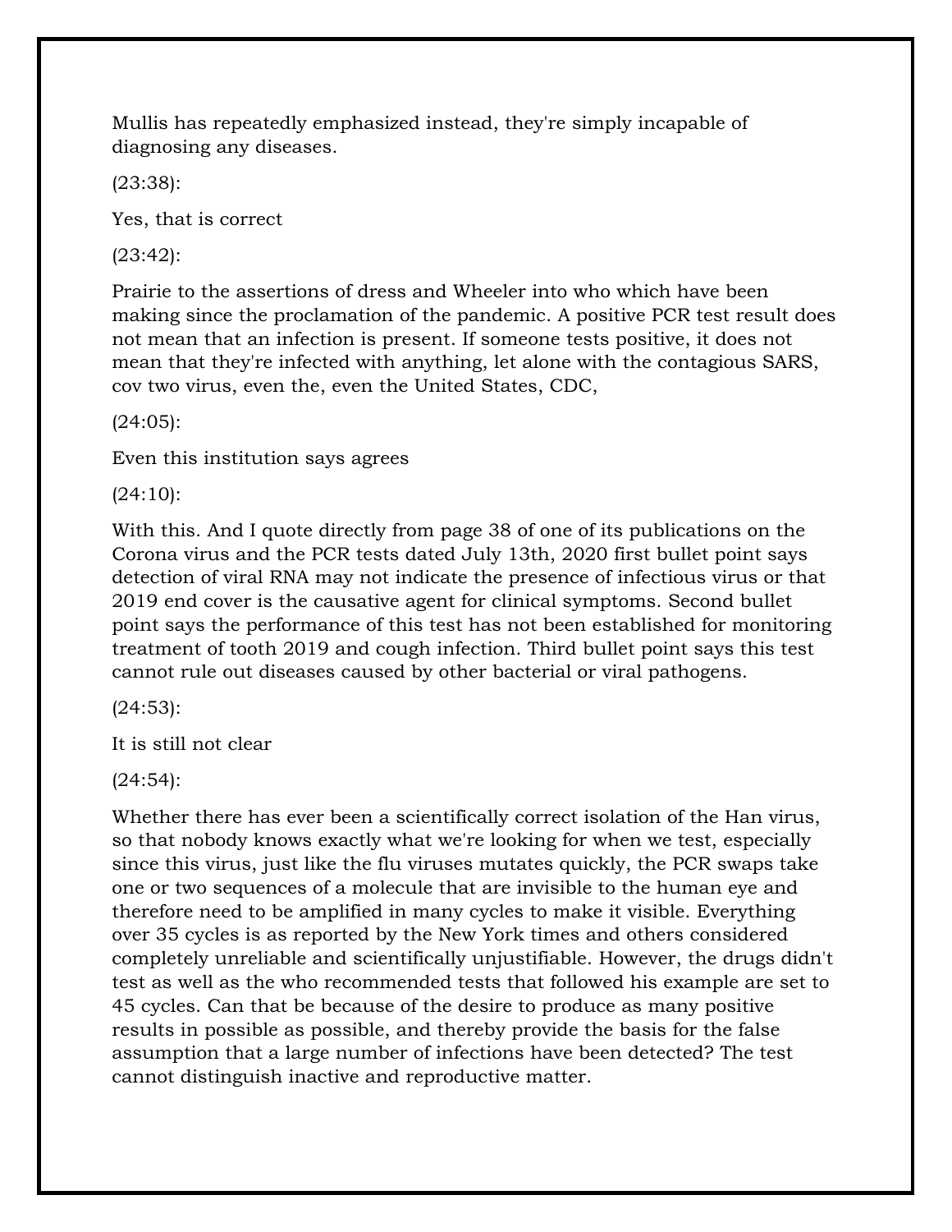Mullis has repeatedly emphasized instead, they're simply incapable of diagnosing any diseases.

(23:38):

Yes, that is correct

(23:42):

Prairie to the assertions of dress and Wheeler into who which have been making since the proclamation of the pandemic. A positive PCR test result does not mean that an infection is present. If someone tests positive, it does not mean that they're infected with anything, let alone with the contagious SARS, cov two virus, even the, even the United States, CDC,

(24:05):

Even this institution says agrees

(24:10):

With this. And I quote directly from page 38 of one of its publications on the Corona virus and the PCR tests dated July 13th, 2020 first bullet point says detection of viral RNA may not indicate the presence of infectious virus or that 2019 end cover is the causative agent for clinical symptoms. Second bullet point says the performance of this test has not been established for monitoring treatment of tooth 2019 and cough infection. Third bullet point says this test cannot rule out diseases caused by other bacterial or viral pathogens.

(24:53):

It is still not clear

(24:54):

Whether there has ever been a scientifically correct isolation of the Han virus, so that nobody knows exactly what we're looking for when we test, especially since this virus, just like the flu viruses mutates quickly, the PCR swaps take one or two sequences of a molecule that are invisible to the human eye and therefore need to be amplified in many cycles to make it visible. Everything over 35 cycles is as reported by the New York times and others considered completely unreliable and scientifically unjustifiable. However, the drugs didn't test as well as the who recommended tests that followed his example are set to 45 cycles. Can that be because of the desire to produce as many positive results in possible as possible, and thereby provide the basis for the false assumption that a large number of infections have been detected? The test cannot distinguish inactive and reproductive matter.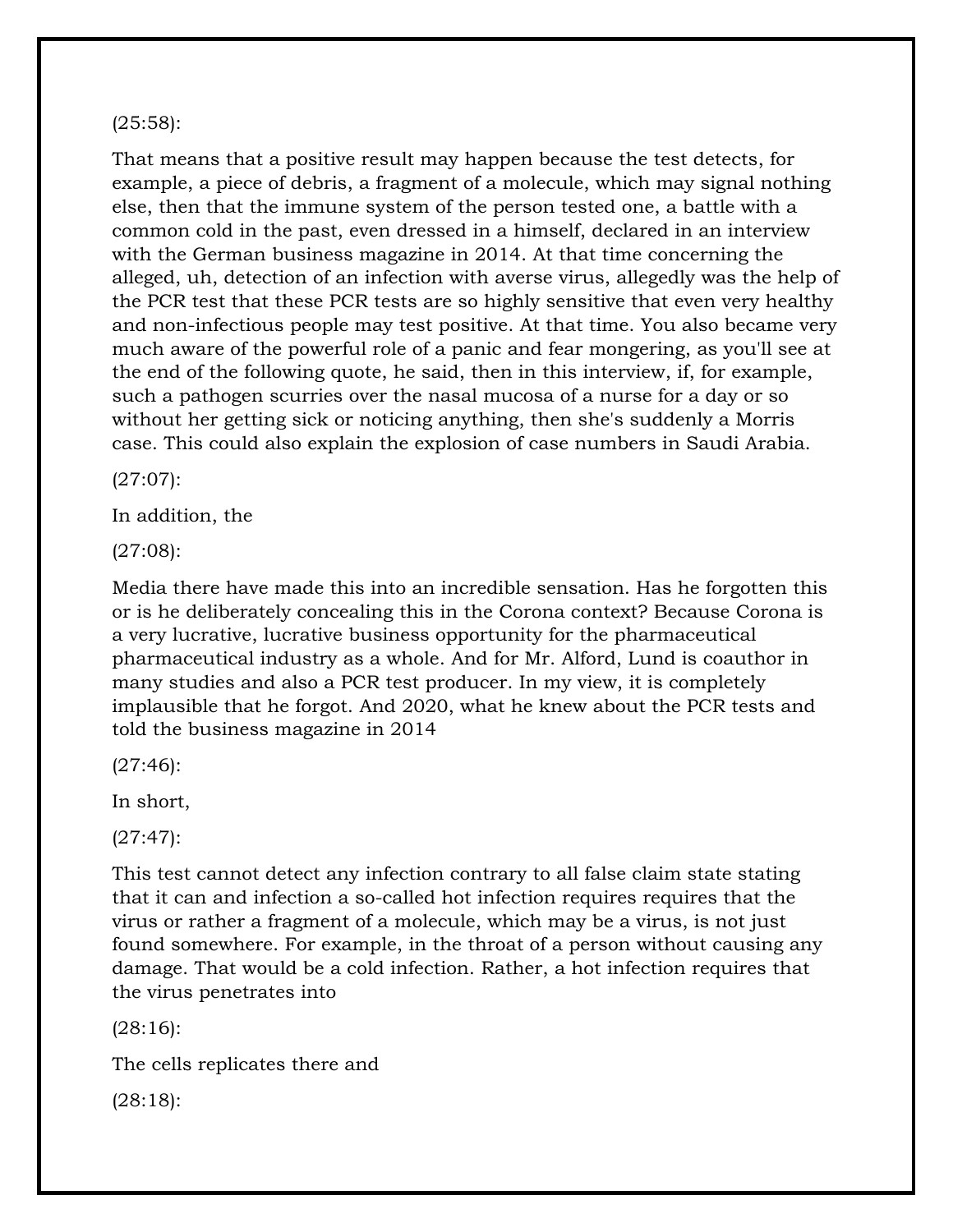(25:58):

That means that a positive result may happen because the test detects, for example, a piece of debris, a fragment of a molecule, which may signal nothing else, then that the immune system of the person tested one, a battle with a common cold in the past, even dressed in a himself, declared in an interview with the German business magazine in 2014. At that time concerning the alleged, uh, detection of an infection with averse virus, allegedly was the help of the PCR test that these PCR tests are so highly sensitive that even very healthy and non-infectious people may test positive. At that time. You also became very much aware of the powerful role of a panic and fear mongering, as you'll see at the end of the following quote, he said, then in this interview, if, for example, such a pathogen scurries over the nasal mucosa of a nurse for a day or so without her getting sick or noticing anything, then she's suddenly a Morris case. This could also explain the explosion of case numbers in Saudi Arabia.

(27:07):

In addition, the

(27:08):

Media there have made this into an incredible sensation. Has he forgotten this or is he deliberately concealing this in the Corona context? Because Corona is a very lucrative, lucrative business opportunity for the pharmaceutical pharmaceutical industry as a whole. And for Mr. Alford, Lund is coauthor in many studies and also a PCR test producer. In my view, it is completely implausible that he forgot. And 2020, what he knew about the PCR tests and told the business magazine in 2014

(27:46):

In short,

(27:47):

This test cannot detect any infection contrary to all false claim state stating that it can and infection a so-called hot infection requires requires that the virus or rather a fragment of a molecule, which may be a virus, is not just found somewhere. For example, in the throat of a person without causing any damage. That would be a cold infection. Rather, a hot infection requires that the virus penetrates into

(28:16):

The cells replicates there and

(28:18):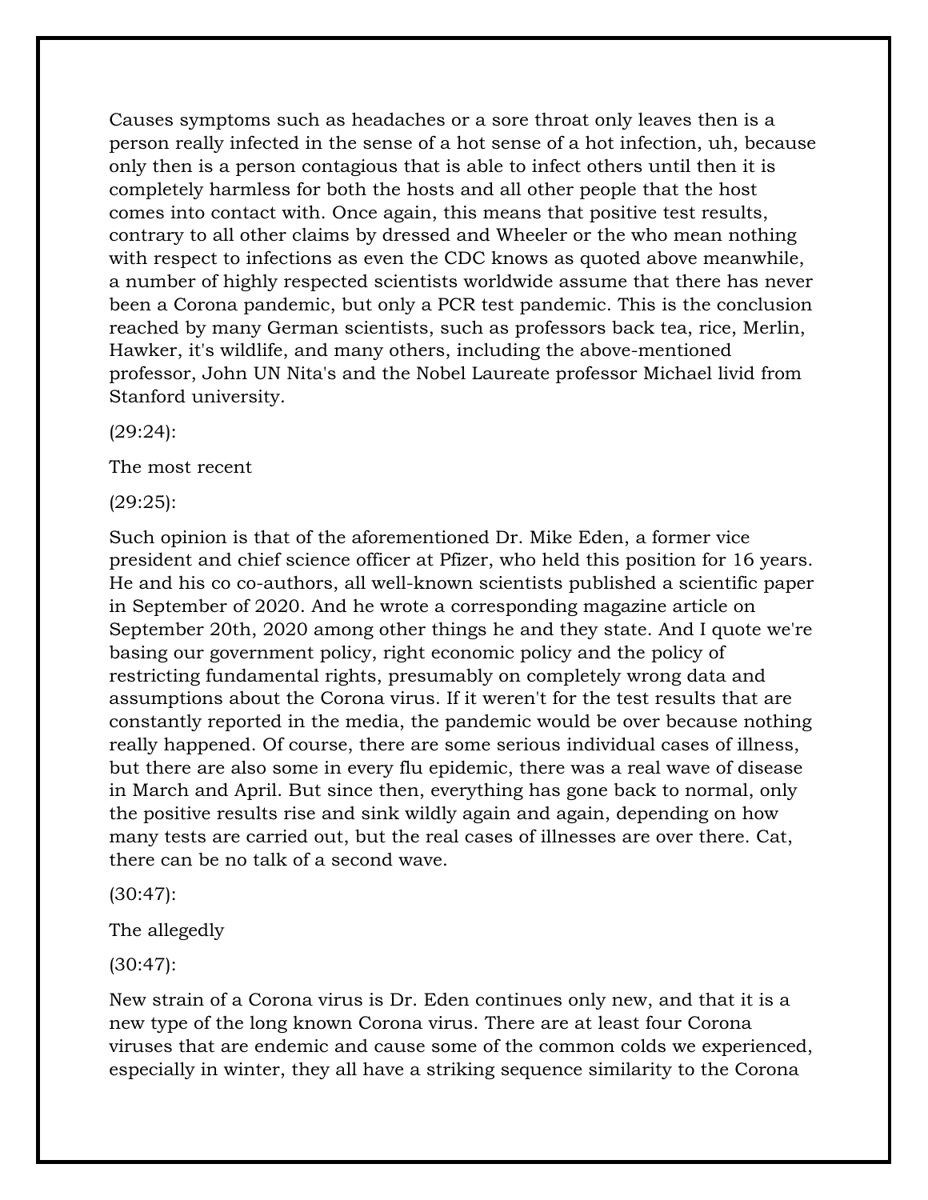Causes symptoms such as headaches or a sore throat only leaves then is a person really infected in the sense of a hot sense of a hot infection, uh, because only then is a person contagious that is able to infect others until then it is completely harmless for both the hosts and all other people that the host comes into contact with. Once again, this means that positive test results, contrary to all other claims by dressed and Wheeler or the who mean nothing with respect to infections as even the CDC knows as quoted above meanwhile, a number of highly respected scientists worldwide assume that there has never been a Corona pandemic, but only a PCR test pandemic. This is the conclusion reached by many German scientists, such as professors back tea, rice, Merlin, Hawker, it's wildlife, and many others, including the above-mentioned professor, John UN Nita's and the Nobel Laureate professor Michael livid from Stanford university.

(29:24):

The most recent

(29:25):

Such opinion is that of the aforementioned Dr. Mike Eden, a former vice president and chief science officer at Pfizer, who held this position for 16 years. He and his co co-authors, all well-known scientists published a scientific paper in September of 2020. And he wrote a corresponding magazine article on September 20th, 2020 among other things he and they state. And I quote we're basing our government policy, right economic policy and the policy of restricting fundamental rights, presumably on completely wrong data and assumptions about the Corona virus. If it weren't for the test results that are constantly reported in the media, the pandemic would be over because nothing really happened. Of course, there are some serious individual cases of illness, but there are also some in every flu epidemic, there was a real wave of disease in March and April. But since then, everything has gone back to normal, only the positive results rise and sink wildly again and again, depending on how many tests are carried out, but the real cases of illnesses are over there. Cat, there can be no talk of a second wave.

(30:47):

The allegedly

(30:47):

New strain of a Corona virus is Dr. Eden continues only new, and that it is a new type of the long known Corona virus. There are at least four Corona viruses that are endemic and cause some of the common colds we experienced, especially in winter, they all have a striking sequence similarity to the Corona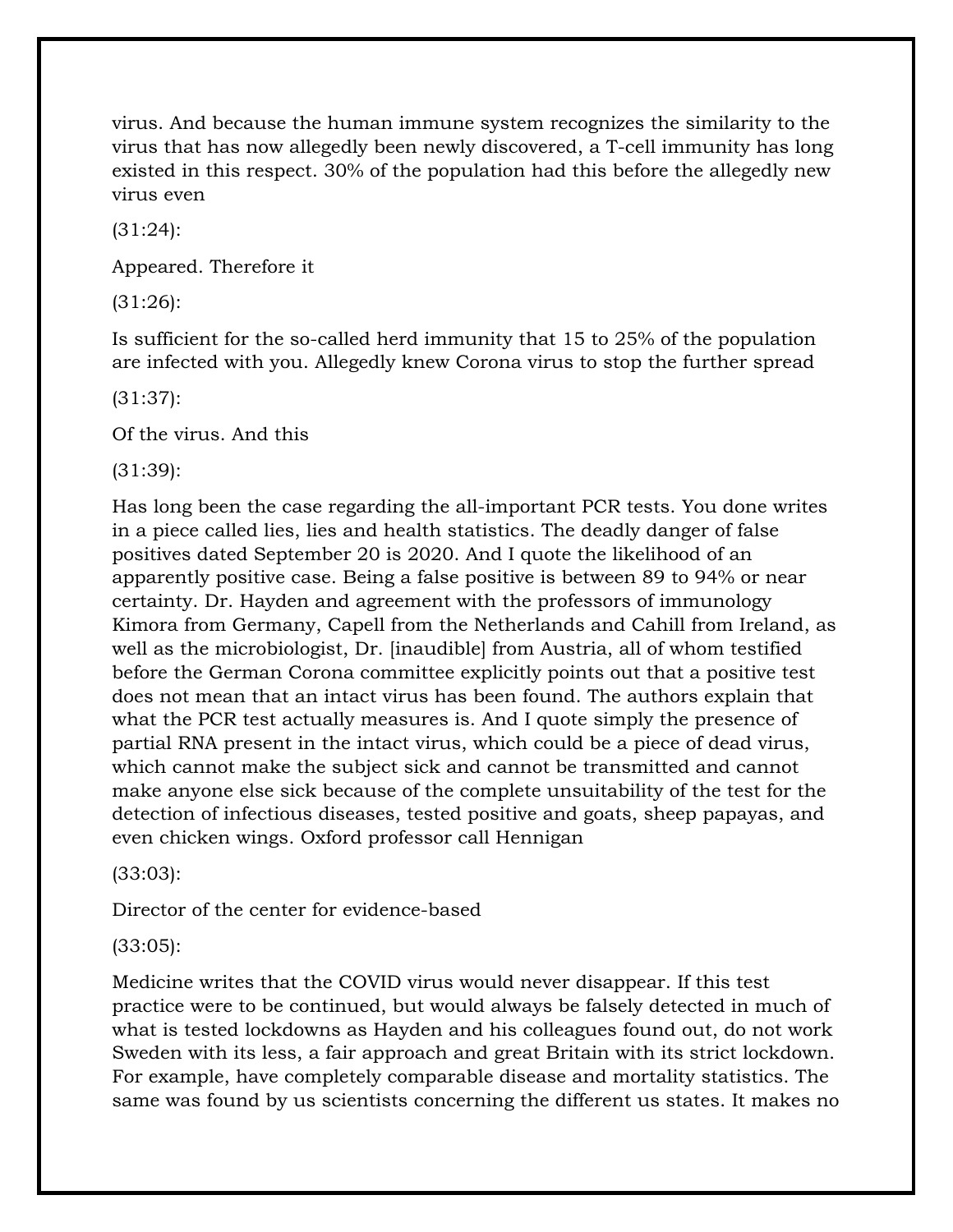virus. And because the human immune system recognizes the similarity to the virus that has now allegedly been newly discovered, a T-cell immunity has long existed in this respect. 30% of the population had this before the allegedly new virus even

(31:24):

Appeared. Therefore it

(31:26):

Is sufficient for the so-called herd immunity that 15 to 25% of the population are infected with you. Allegedly knew Corona virus to stop the further spread

(31:37):

Of the virus. And this

(31:39):

Has long been the case regarding the all-important PCR tests. You done writes in a piece called lies, lies and health statistics. The deadly danger of false positives dated September 20 is 2020. And I quote the likelihood of an apparently positive case. Being a false positive is between 89 to 94% or near certainty. Dr. Hayden and agreement with the professors of immunology Kimora from Germany, Capell from the Netherlands and Cahill from Ireland, as well as the microbiologist, Dr. [inaudible] from Austria, all of whom testified before the German Corona committee explicitly points out that a positive test does not mean that an intact virus has been found. The authors explain that what the PCR test actually measures is. And I quote simply the presence of partial RNA present in the intact virus, which could be a piece of dead virus, which cannot make the subject sick and cannot be transmitted and cannot make anyone else sick because of the complete unsuitability of the test for the detection of infectious diseases, tested positive and goats, sheep papayas, and even chicken wings. Oxford professor call Hennigan

(33:03):

Director of the center for evidence-based

(33:05):

Medicine writes that the COVID virus would never disappear. If this test practice were to be continued, but would always be falsely detected in much of what is tested lockdowns as Hayden and his colleagues found out, do not work Sweden with its less, a fair approach and great Britain with its strict lockdown. For example, have completely comparable disease and mortality statistics. The same was found by us scientists concerning the different us states. It makes no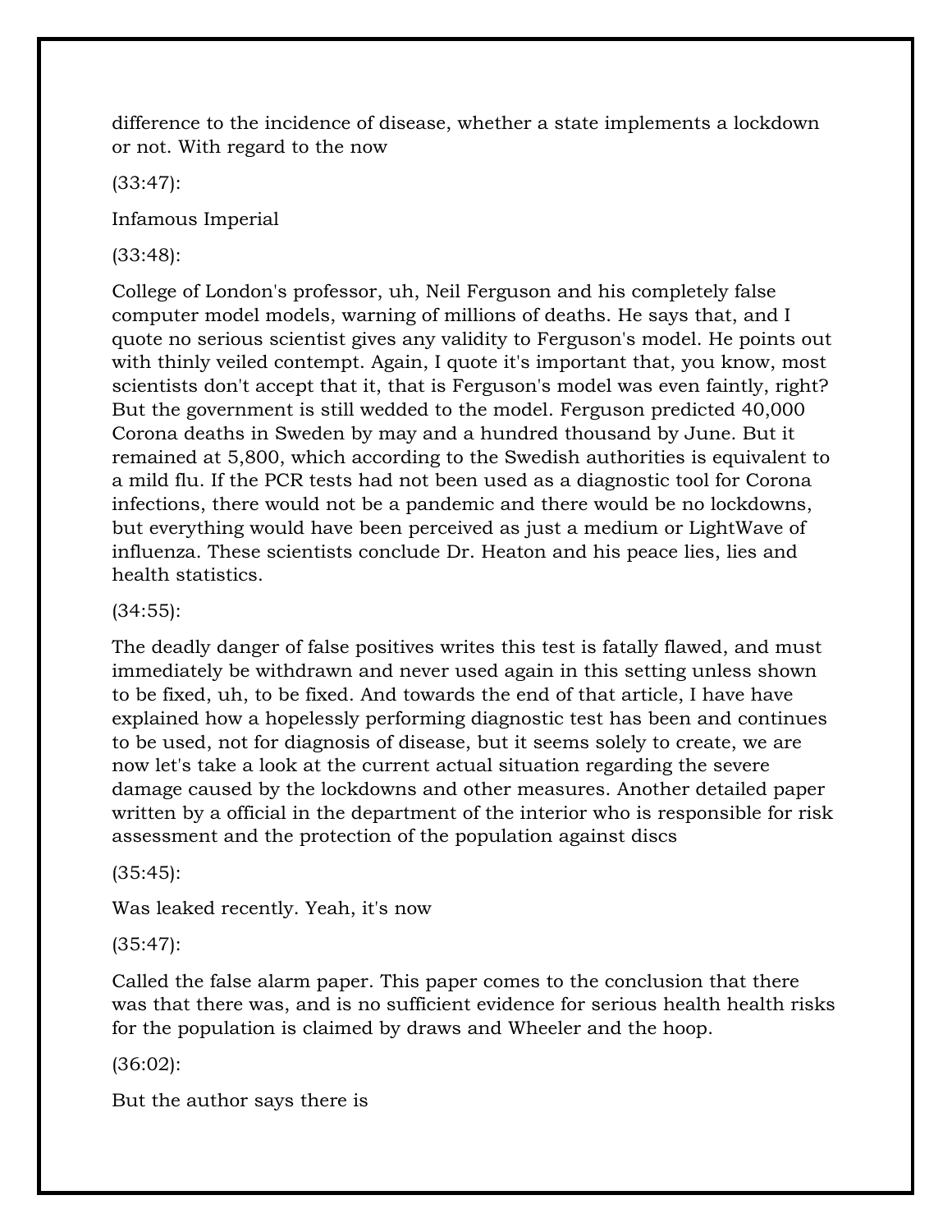difference to the incidence of disease, whether a state implements a lockdown or not. With regard to the now

(33:47):

Infamous Imperial

(33:48):

College of London's professor, uh, Neil Ferguson and his completely false computer model models, warning of millions of deaths. He says that, and I quote no serious scientist gives any validity to Ferguson's model. He points out with thinly veiled contempt. Again, I quote it's important that, you know, most scientists don't accept that it, that is Ferguson's model was even faintly, right? But the government is still wedded to the model. Ferguson predicted 40,000 Corona deaths in Sweden by may and a hundred thousand by June. But it remained at 5,800, which according to the Swedish authorities is equivalent to a mild flu. If the PCR tests had not been used as a diagnostic tool for Corona infections, there would not be a pandemic and there would be no lockdowns, but everything would have been perceived as just a medium or LightWave of influenza. These scientists conclude Dr. Heaton and his peace lies, lies and health statistics.

(34:55):

The deadly danger of false positives writes this test is fatally flawed, and must immediately be withdrawn and never used again in this setting unless shown to be fixed, uh, to be fixed. And towards the end of that article, I have have explained how a hopelessly performing diagnostic test has been and continues to be used, not for diagnosis of disease, but it seems solely to create, we are now let's take a look at the current actual situation regarding the severe damage caused by the lockdowns and other measures. Another detailed paper written by a official in the department of the interior who is responsible for risk assessment and the protection of the population against discs

(35:45):

Was leaked recently. Yeah, it's now

(35:47):

Called the false alarm paper. This paper comes to the conclusion that there was that there was, and is no sufficient evidence for serious health health risks for the population is claimed by draws and Wheeler and the hoop.

(36:02):

But the author says there is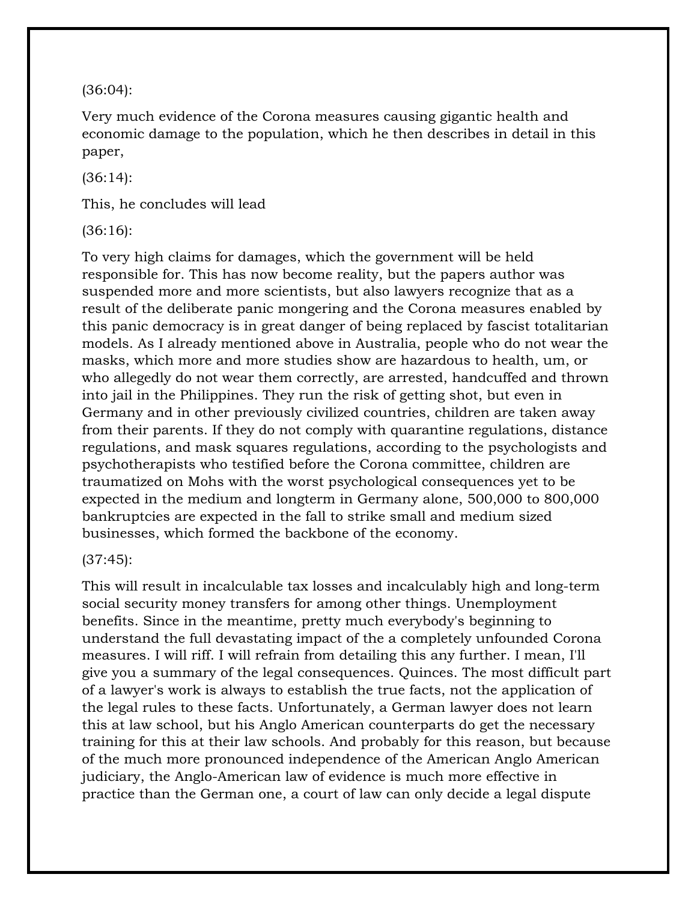(36:04):

Very much evidence of the Corona measures causing gigantic health and economic damage to the population, which he then describes in detail in this paper,

(36:14):

This, he concludes will lead

(36:16):

To very high claims for damages, which the government will be held responsible for. This has now become reality, but the papers author was suspended more and more scientists, but also lawyers recognize that as a result of the deliberate panic mongering and the Corona measures enabled by this panic democracy is in great danger of being replaced by fascist totalitarian models. As I already mentioned above in Australia, people who do not wear the masks, which more and more studies show are hazardous to health, um, or who allegedly do not wear them correctly, are arrested, handcuffed and thrown into jail in the Philippines. They run the risk of getting shot, but even in Germany and in other previously civilized countries, children are taken away from their parents. If they do not comply with quarantine regulations, distance regulations, and mask squares regulations, according to the psychologists and psychotherapists who testified before the Corona committee, children are traumatized on Mohs with the worst psychological consequences yet to be expected in the medium and longterm in Germany alone, 500,000 to 800,000 bankruptcies are expected in the fall to strike small and medium sized businesses, which formed the backbone of the economy.

(37:45):

This will result in incalculable tax losses and incalculably high and long-term social security money transfers for among other things. Unemployment benefits. Since in the meantime, pretty much everybody's beginning to understand the full devastating impact of the a completely unfounded Corona measures. I will riff. I will refrain from detailing this any further. I mean, I'll give you a summary of the legal consequences. Quinces. The most difficult part of a lawyer's work is always to establish the true facts, not the application of the legal rules to these facts. Unfortunately, a German lawyer does not learn this at law school, but his Anglo American counterparts do get the necessary training for this at their law schools. And probably for this reason, but because of the much more pronounced independence of the American Anglo American judiciary, the Anglo-American law of evidence is much more effective in practice than the German one, a court of law can only decide a legal dispute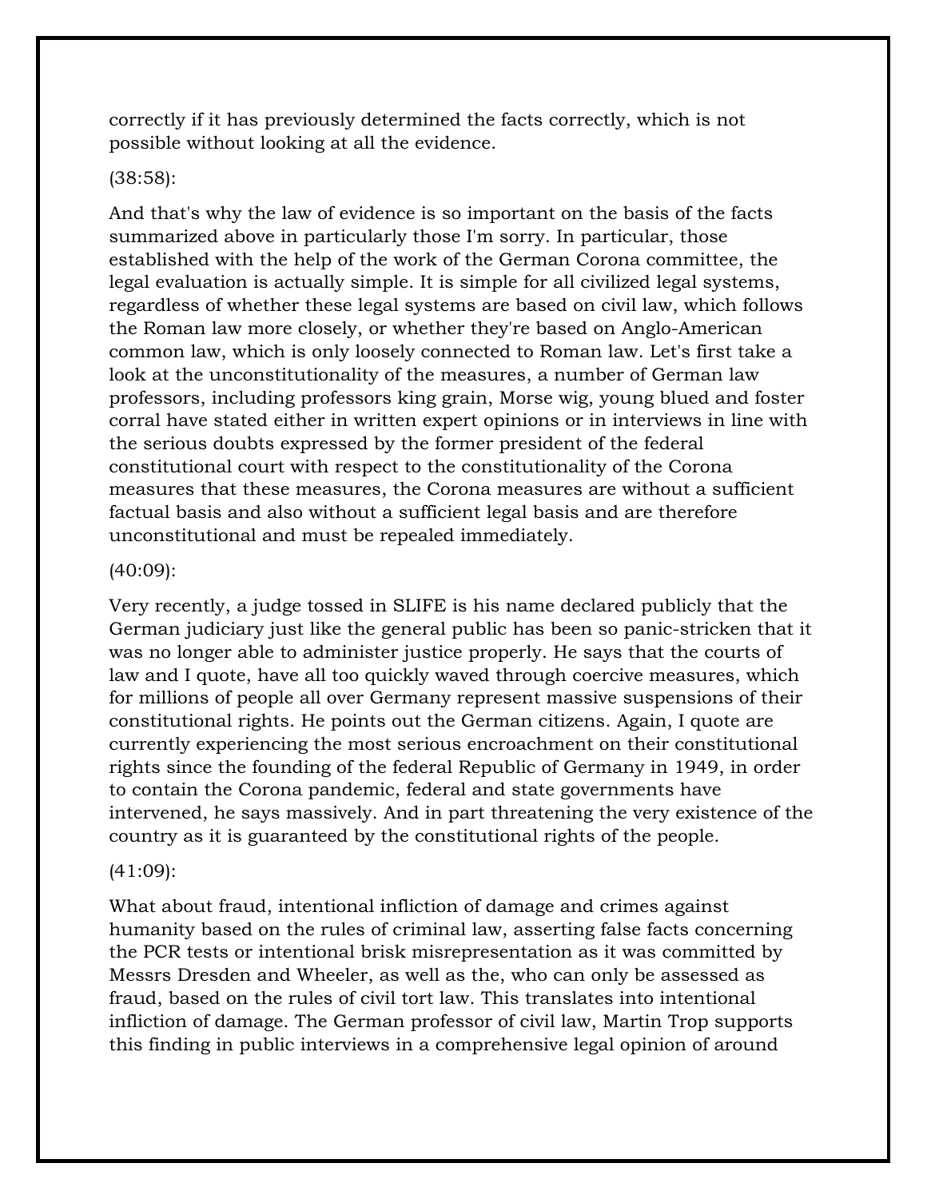correctly if it has previously determined the facts correctly, which is not possible without looking at all the evidence.

(38:58):

And that's why the law of evidence is so important on the basis of the facts summarized above in particularly those I'm sorry. In particular, those established with the help of the work of the German Corona committee, the legal evaluation is actually simple. It is simple for all civilized legal systems, regardless of whether these legal systems are based on civil law, which follows the Roman law more closely, or whether they're based on Anglo-American common law, which is only loosely connected to Roman law. Let's first take a look at the unconstitutionality of the measures, a number of German law professors, including professors king grain, Morse wig, young blued and foster corral have stated either in written expert opinions or in interviews in line with the serious doubts expressed by the former president of the federal constitutional court with respect to the constitutionality of the Corona measures that these measures, the Corona measures are without a sufficient factual basis and also without a sufficient legal basis and are therefore unconstitutional and must be repealed immediately.

(40:09):

Very recently, a judge tossed in SLIFE is his name declared publicly that the German judiciary just like the general public has been so panic-stricken that it was no longer able to administer justice properly. He says that the courts of law and I quote, have all too quickly waved through coercive measures, which for millions of people all over Germany represent massive suspensions of their constitutional rights. He points out the German citizens. Again, I quote are currently experiencing the most serious encroachment on their constitutional rights since the founding of the federal Republic of Germany in 1949, in order to contain the Corona pandemic, federal and state governments have intervened, he says massively. And in part threatening the very existence of the country as it is guaranteed by the constitutional rights of the people.

(41:09):

What about fraud, intentional infliction of damage and crimes against humanity based on the rules of criminal law, asserting false facts concerning the PCR tests or intentional brisk misrepresentation as it was committed by Messrs Dresden and Wheeler, as well as the, who can only be assessed as fraud, based on the rules of civil tort law. This translates into intentional infliction of damage. The German professor of civil law, Martin Trop supports this finding in public interviews in a comprehensive legal opinion of around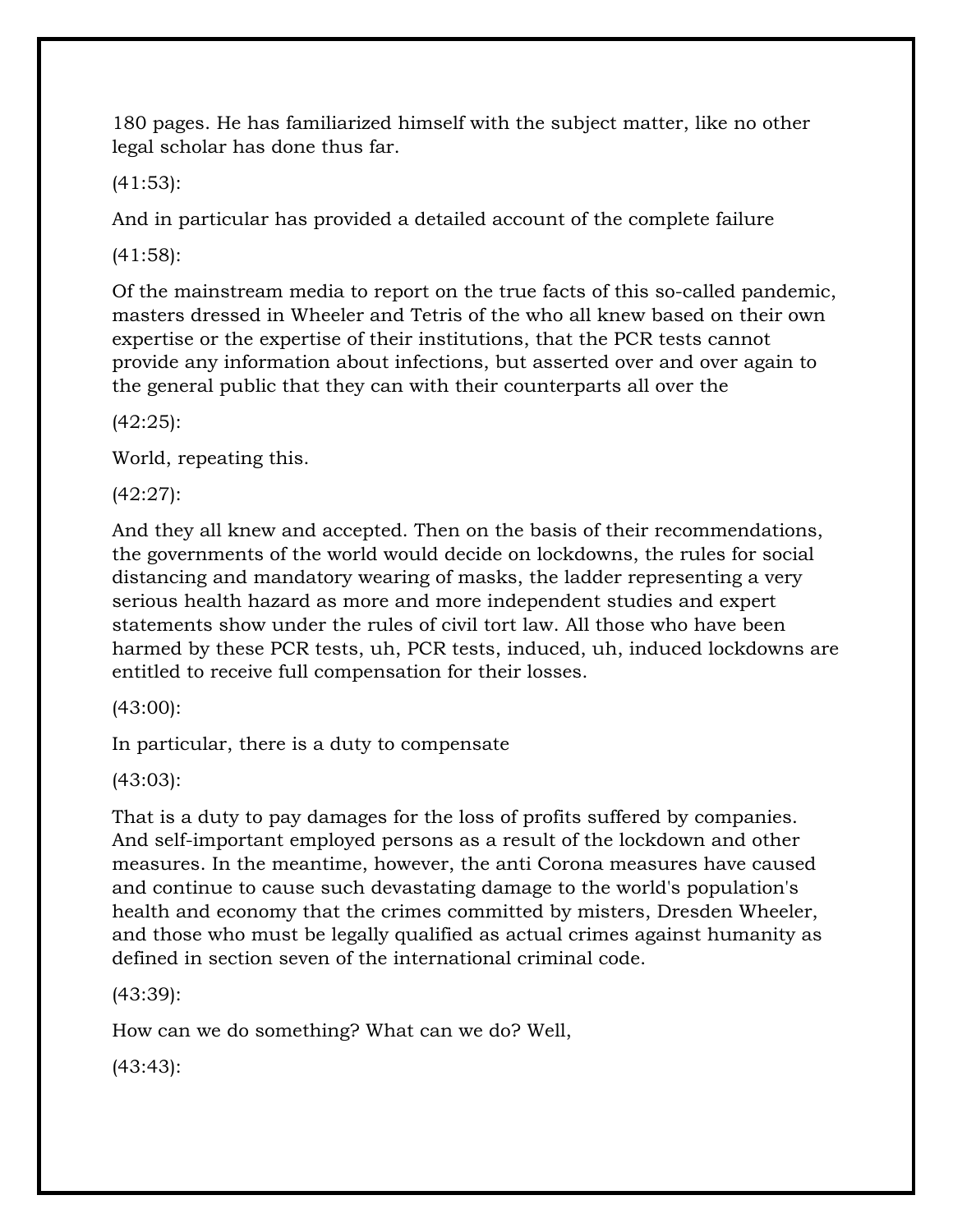180 pages. He has familiarized himself with the subject matter, like no other legal scholar has done thus far.

(41:53):

And in particular has provided a detailed account of the complete failure

(41:58):

Of the mainstream media to report on the true facts of this so-called pandemic, masters dressed in Wheeler and Tetris of the who all knew based on their own expertise or the expertise of their institutions, that the PCR tests cannot provide any information about infections, but asserted over and over again to the general public that they can with their counterparts all over the

(42:25):

World, repeating this.

(42:27):

And they all knew and accepted. Then on the basis of their recommendations, the governments of the world would decide on lockdowns, the rules for social distancing and mandatory wearing of masks, the ladder representing a very serious health hazard as more and more independent studies and expert statements show under the rules of civil tort law. All those who have been harmed by these PCR tests, uh, PCR tests, induced, uh, induced lockdowns are entitled to receive full compensation for their losses.

(43:00):

In particular, there is a duty to compensate

(43:03):

That is a duty to pay damages for the loss of profits suffered by companies. And self-important employed persons as a result of the lockdown and other measures. In the meantime, however, the anti Corona measures have caused and continue to cause such devastating damage to the world's population's health and economy that the crimes committed by misters, Dresden Wheeler, and those who must be legally qualified as actual crimes against humanity as defined in section seven of the international criminal code.

(43:39):

How can we do something? What can we do? Well,

(43:43):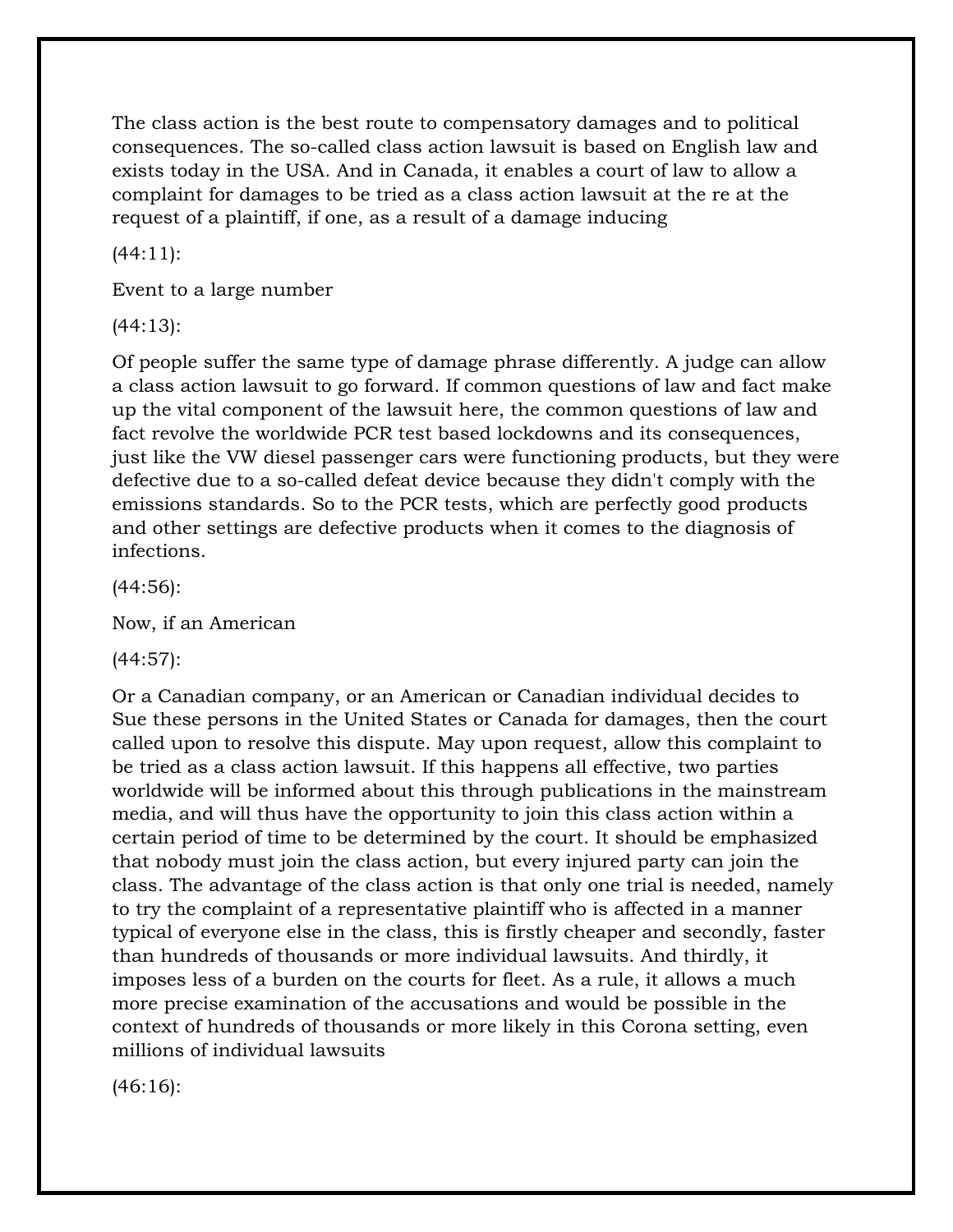The class action is the best route to compensatory damages and to political consequences. The so-called class action lawsuit is based on English law and exists today in the USA. And in Canada, it enables a court of law to allow a complaint for damages to be tried as a class action lawsuit at the re at the request of a plaintiff, if one, as a result of a damage inducing

(44:11):

Event to a large number

(44:13):

Of people suffer the same type of damage phrase differently. A judge can allow a class action lawsuit to go forward. If common questions of law and fact make up the vital component of the lawsuit here, the common questions of law and fact revolve the worldwide PCR test based lockdowns and its consequences, just like the VW diesel passenger cars were functioning products, but they were defective due to a so-called defeat device because they didn't comply with the emissions standards. So to the PCR tests, which are perfectly good products and other settings are defective products when it comes to the diagnosis of infections.

(44:56):

Now, if an American

(44:57):

Or a Canadian company, or an American or Canadian individual decides to Sue these persons in the United States or Canada for damages, then the court called upon to resolve this dispute. May upon request, allow this complaint to be tried as a class action lawsuit. If this happens all effective, two parties worldwide will be informed about this through publications in the mainstream media, and will thus have the opportunity to join this class action within a certain period of time to be determined by the court. It should be emphasized that nobody must join the class action, but every injured party can join the class. The advantage of the class action is that only one trial is needed, namely to try the complaint of a representative plaintiff who is affected in a manner typical of everyone else in the class, this is firstly cheaper and secondly, faster than hundreds of thousands or more individual lawsuits. And thirdly, it imposes less of a burden on the courts for fleet. As a rule, it allows a much more precise examination of the accusations and would be possible in the context of hundreds of thousands or more likely in this Corona setting, even millions of individual lawsuits

(46:16):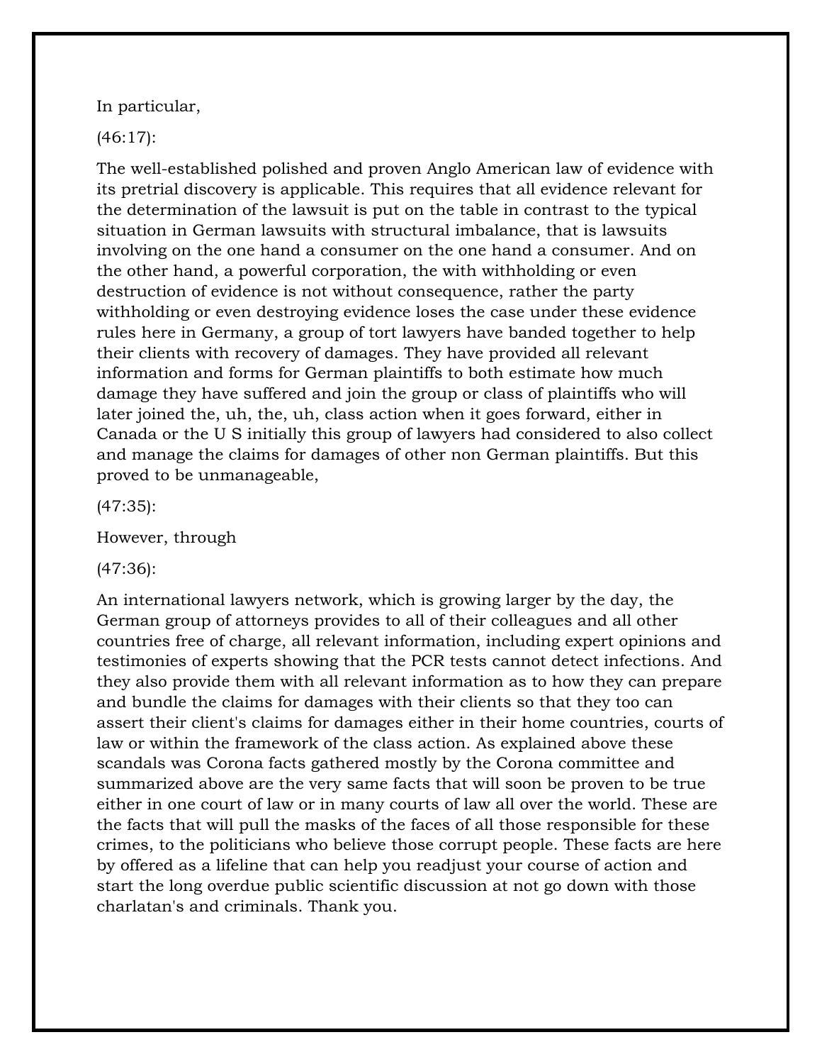In particular,

(46:17):

The well-established polished and proven Anglo American law of evidence with its pretrial discovery is applicable. This requires that all evidence relevant for the determination of the lawsuit is put on the table in contrast to the typical situation in German lawsuits with structural imbalance, that is lawsuits involving on the one hand a consumer on the one hand a consumer. And on the other hand, a powerful corporation, the with withholding or even destruction of evidence is not without consequence, rather the party withholding or even destroying evidence loses the case under these evidence rules here in Germany, a group of tort lawyers have banded together to help their clients with recovery of damages. They have provided all relevant information and forms for German plaintiffs to both estimate how much damage they have suffered and join the group or class of plaintiffs who will later joined the, uh, the, uh, class action when it goes forward, either in Canada or the U S initially this group of lawyers had considered to also collect and manage the claims for damages of other non German plaintiffs. But this proved to be unmanageable,

(47:35):

However, through

(47:36):

An international lawyers network, which is growing larger by the day, the German group of attorneys provides to all of their colleagues and all other countries free of charge, all relevant information, including expert opinions and testimonies of experts showing that the PCR tests cannot detect infections. And they also provide them with all relevant information as to how they can prepare and bundle the claims for damages with their clients so that they too can assert their client's claims for damages either in their home countries, courts of law or within the framework of the class action. As explained above these scandals was Corona facts gathered mostly by the Corona committee and summarized above are the very same facts that will soon be proven to be true either in one court of law or in many courts of law all over the world. These are the facts that will pull the masks of the faces of all those responsible for these crimes, to the politicians who believe those corrupt people. These facts are here by offered as a lifeline that can help you readjust your course of action and start the long overdue public scientific discussion at not go down with those charlatan's and criminals. Thank you.